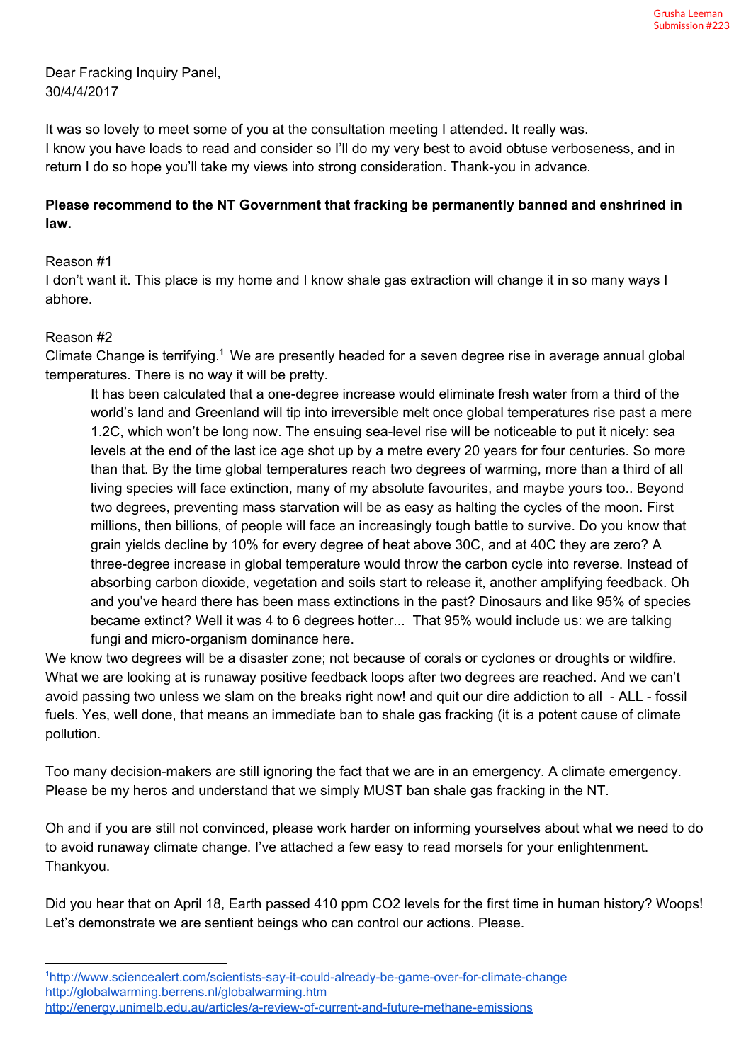Grusha Leeman
Submission #223

Dear Fracking Inquiry Panel,
30/4/4/2017

It was so lovely to meet some of you at the consultation meeting I attended. It really was.
I know you have loads to read and consider so I'll do my very best to avoid obtuse verboseness, and in return I do so hope you'll take my views into strong consideration. Thank-you in advance.

**Please recommend to the NT Government that fracking be permanently banned and enshrined in law.**

Reason #1
I don't want it. This place is my home and I know shale gas extraction will change it in so many ways I abhore.

Reason #2
Climate Change is terrifying.[1] We are presently headed for a seven degree rise in average annual global temperatures. There is no way it will be pretty.

> It has been calculated that a one-degree increase would eliminate fresh water from a third of the world's land and Greenland will tip into irreversible melt once global temperatures rise past a mere 1.2C, which won't be long now. The ensuing sea-level rise will be noticeable to put it nicely: sea levels at the end of the last ice age shot up by a metre every 20 years for four centuries. So more than that. By the time global temperatures reach two degrees of warming, more than a third of all living species will face extinction, many of my absolute favourites, and maybe yours too.. Beyond two degrees, preventing mass starvation will be as easy as halting the cycles of the moon. First millions, then billions, of people will face an increasingly tough battle to survive. Do you know that grain yields decline by 10% for every degree of heat above 30C, and at 40C they are zero? A three-degree increase in global temperature would throw the carbon cycle into reverse. Instead of absorbing carbon dioxide, vegetation and soils start to release it, another amplifying feedback. Oh and you've heard there has been mass extinctions in the past? Dinosaurs and like 95% of species became extinct? Well it was 4 to 6 degrees hotter... That 95% would include us: we are talking fungi and micro-organism dominance here.

We know two degrees will be a disaster zone; not because of corals or cyclones or droughts or wildfire. What we are looking at is runaway positive feedback loops after two degrees are reached. And we can't avoid passing two unless we slam on the breaks right now! and quit our dire addiction to all - ALL - fossil fuels. Yes, well done, that means an immediate ban to shale gas fracking (it is a potent cause of climate pollution.

Too many decision-makers are still ignoring the fact that we are in an emergency. A climate emergency. Please be my heros and understand that we simply MUST ban shale gas fracking in the NT.

Oh and if you are still not convinced, please work harder on informing yourselves about what we need to do to avoid runaway climate change. I've attached a few easy to read morsels for your enlightenment. Thankyou.

Did you hear that on April 18, Earth passed 410 ppm CO2 levels for the first time in human history? Woops! Let's demonstrate we are sentient beings who can control our actions. Please.

---

[1] http://www.sciencealert.com/scientists-say-it-could-already-be-game-over-for-climate-change
http://globalwarming.berrens.nl/globalwarming.htm
http://energy.unimelb.edu.au/articles/a-review-of-current-and-future-methane-emissions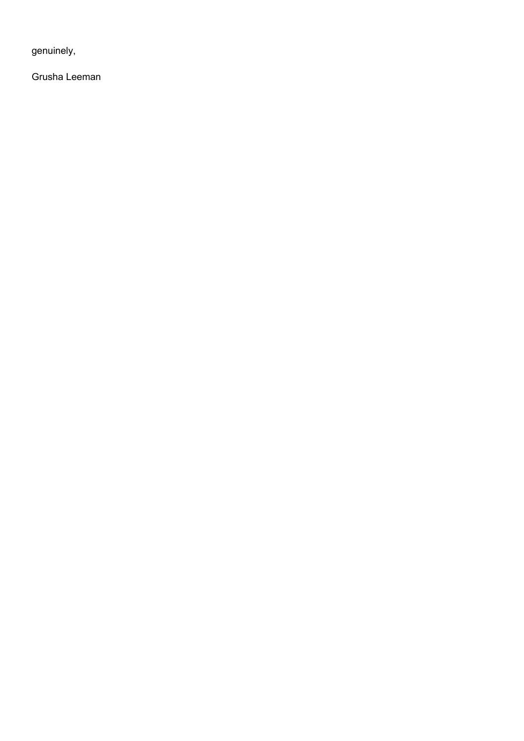genuinely,

Grusha Leeman